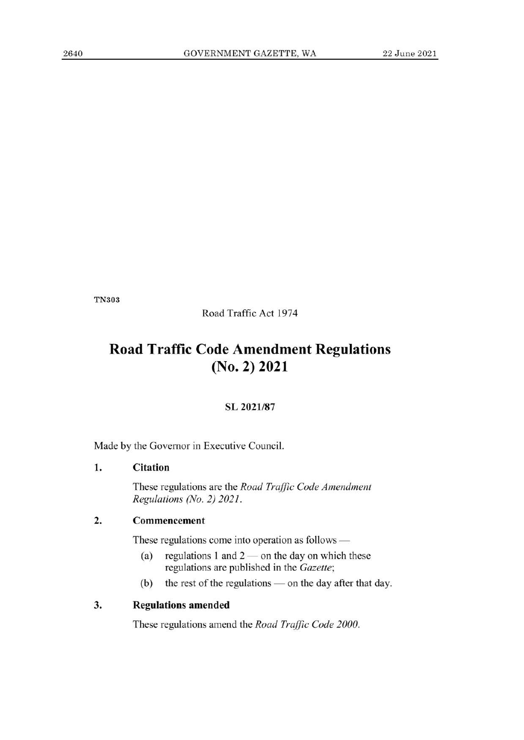TN303

Road Traffic Act 1974

# Road Traffic Code Amendment Regulations (No. 2) 2021

**SL 2021/87**

Made by the Governor in Executive Council.

**1. Citation**

These regulations are the *Road Traffic Code Amendment Regulations (No. 2) 2021*.

**2. Commencement**

These regulations come into operation as follows —

(a) regulations 1 and 2 — on the day on which these regulations are published in the *Gazette*;

(b) the rest of the regulations — on the day after that day.

**3. Regulations amended**

These regulations amend the *Road Traffic Code 2000*.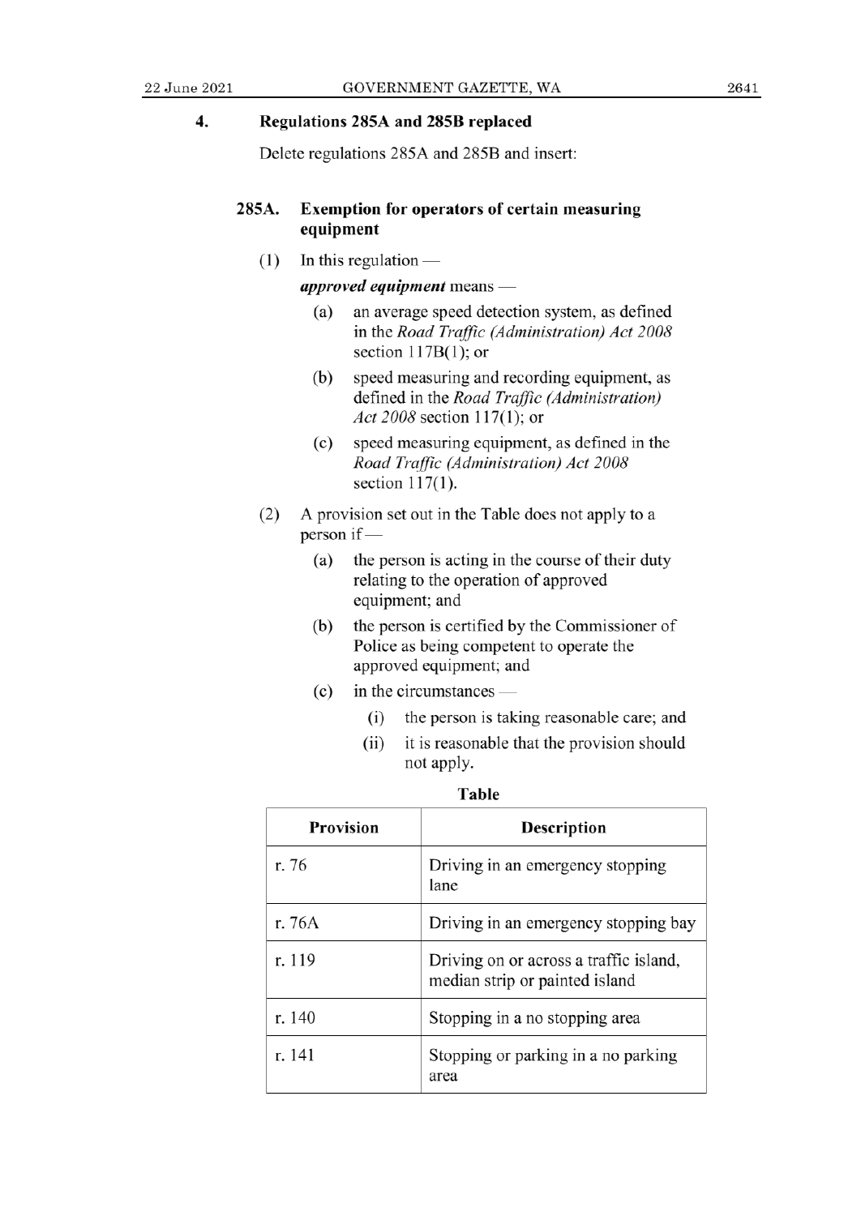## 4. Regulations 285A and 285B replaced

Delete regulations 285A and 285B and insert:

### 285A. Exemption for operators of certain measuring equipment

(1) In this regulation —

***approved equipment*** means —

(a) an average speed detection system, as defined in the *Road Traffic (Administration) Act 2008* section 117B(1); or

(b) speed measuring and recording equipment, as defined in the *Road Traffic (Administration) Act 2008* section 117(1); or

(c) speed measuring equipment, as defined in the *Road Traffic (Administration) Act 2008* section 117(1).

(2) A provision set out in the Table does not apply to a person if —

(a) the person is acting in the course of their duty relating to the operation of approved equipment; and

(b) the person is certified by the Commissioner of Police as being competent to operate the approved equipment; and

(c) in the circumstances —

(i) the person is taking reasonable care; and

(ii) it is reasonable that the provision should not apply.

**Table**

| Provision | Description |
|---|---|
| r. 76 | Driving in an emergency stopping lane |
| r. 76A | Driving in an emergency stopping bay |
| r. 119 | Driving on or across a traffic island, median strip or painted island |
| r. 140 | Stopping in a no stopping area |
| r. 141 | Stopping or parking in a no parking area |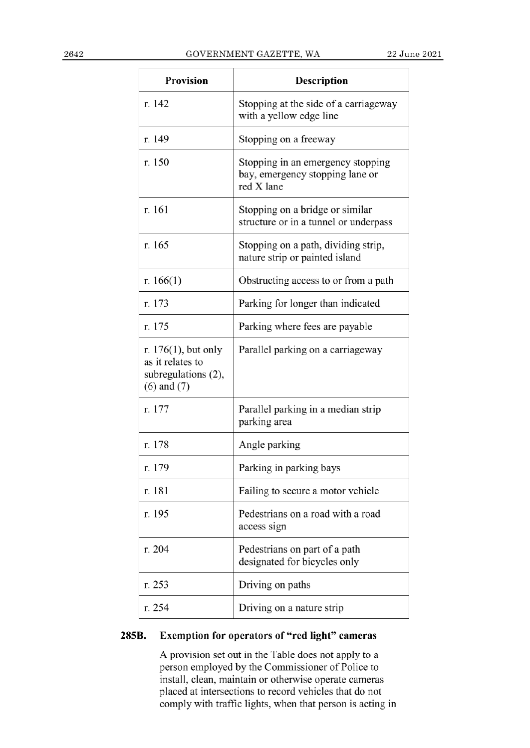| Provision | Description |
|---|---|
| r. 142 | Stopping at the side of a carriageway with a yellow edge line |
| r. 149 | Stopping on a freeway |
| r. 150 | Stopping in an emergency stopping bay, emergency stopping lane or red X lane |
| r. 161 | Stopping on a bridge or similar structure or in a tunnel or underpass |
| r. 165 | Stopping on a path, dividing strip, nature strip or painted island |
| r. 166(1) | Obstructing access to or from a path |
| r. 173 | Parking for longer than indicated |
| r. 175 | Parking where fees are payable |
| r. 176(1), but only as it relates to subregulations (2), (6) and (7) | Parallel parking on a carriageway |
| r. 177 | Parallel parking in a median strip parking area |
| r. 178 | Angle parking |
| r. 179 | Parking in parking bays |
| r. 181 | Failing to secure a motor vehicle |
| r. 195 | Pedestrians on a road with a road access sign |
| r. 204 | Pedestrians on part of a path designated for bicycles only |
| r. 253 | Driving on paths |
| r. 254 | Driving on a nature strip |

**285B. Exemption for operators of "red light" cameras**

A provision set out in the Table does not apply to a person employed by the Commissioner of Police to install, clean, maintain or otherwise operate cameras placed at intersections to record vehicles that do not comply with traffic lights, when that person is acting in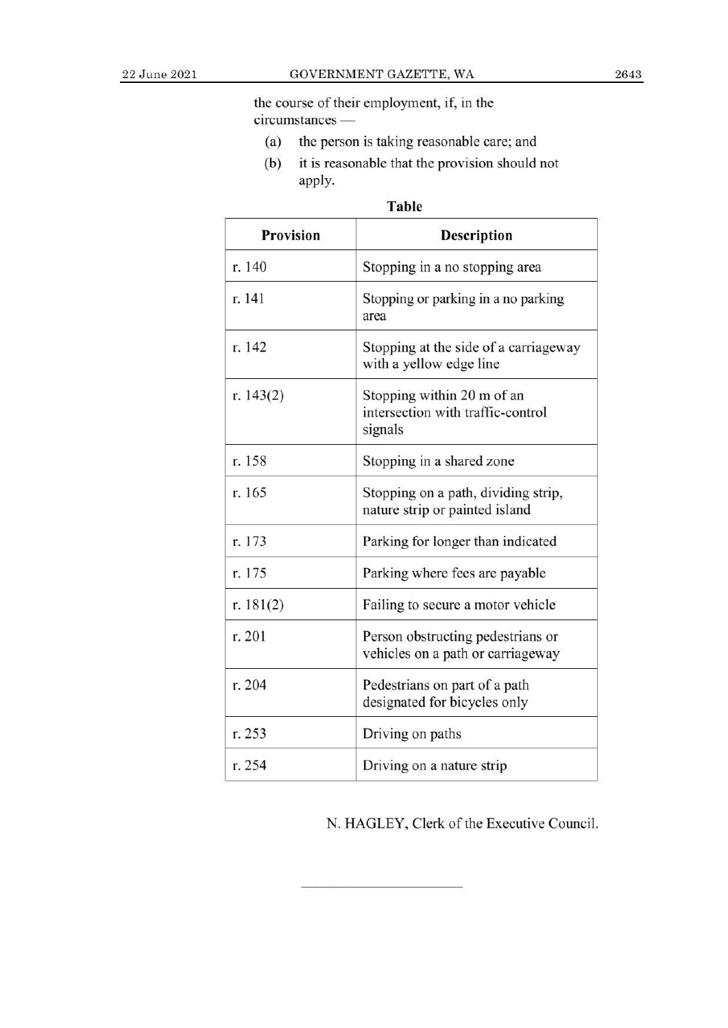the course of their employment, if, in the circumstances —

(a) the person is taking reasonable care; and

(b) it is reasonable that the provision should not apply.

**Table**

| Provision | Description |
|---|---|
| r. 140 | Stopping in a no stopping area |
| r. 141 | Stopping or parking in a no parking area |
| r. 142 | Stopping at the side of a carriageway with a yellow edge line |
| r. 143(2) | Stopping within 20 m of an intersection with traffic-control signals |
| r. 158 | Stopping in a shared zone |
| r. 165 | Stopping on a path, dividing strip, nature strip or painted island |
| r. 173 | Parking for longer than indicated |
| r. 175 | Parking where fees are payable |
| r. 181(2) | Failing to secure a motor vehicle |
| r. 201 | Person obstructing pedestrians or vehicles on a path or carriageway |
| r. 204 | Pedestrians on part of a path designated for bicycles only |
| r. 253 | Driving on paths |
| r. 254 | Driving on a nature strip |

N. HAGLEY, Clerk of the Executive Council.

---